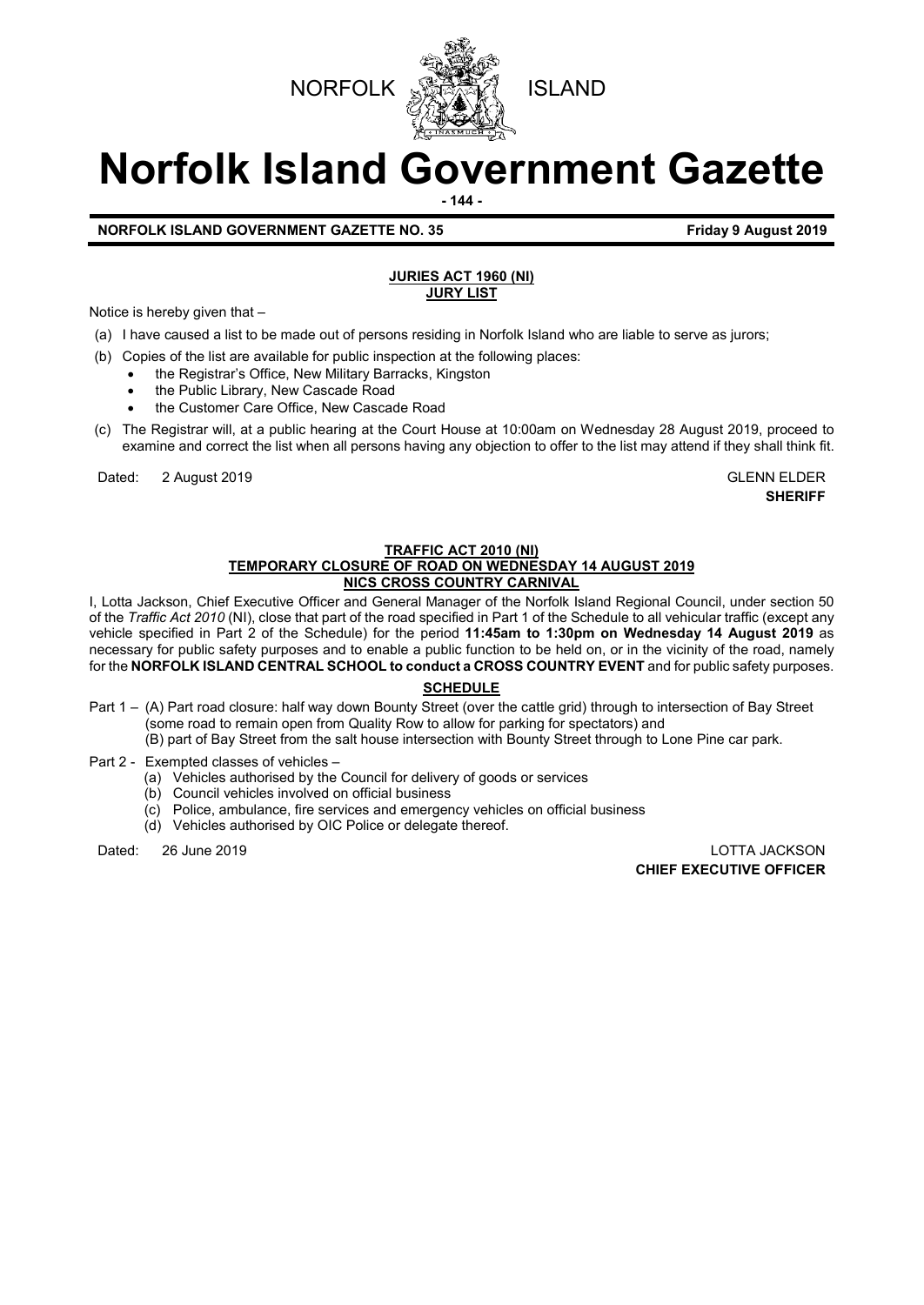NORFOLK ISLAND

# Norfolk Island Government Gazette

**NORFOLK ISLAND GOVERNMENT GAZETTE NO. 35** **Friday 9 August 2019**

## JURIES ACT 1960 (NI)
## JURY LIST

Notice is hereby given that –

(a) I have caused a list to be made out of persons residing in Norfolk Island who are liable to serve as jurors;

(b) Copies of the list are available for public inspection at the following places:
- the Registrar's Office, New Military Barracks, Kingston
- the Public Library, New Cascade Road
- the Customer Care Office, New Cascade Road

(c) The Registrar will, at a public hearing at the Court House at 10:00am on Wednesday 28 August 2019, proceed to examine and correct the list when all persons having any objection to offer to the list may attend if they shall think fit.

Dated: 2 August 2019

GLENN ELDER
**SHERIFF**

## TRAFFIC ACT 2010 (NI)
## TEMPORARY CLOSURE OF ROAD ON WEDNESDAY 14 AUGUST 2019
## NICS CROSS COUNTRY CARNIVAL

I, Lotta Jackson, Chief Executive Officer and General Manager of the Norfolk Island Regional Council, under section 50 of the *Traffic Act 2010* (NI), close that part of the road specified in Part 1 of the Schedule to all vehicular traffic (except any vehicle specified in Part 2 of the Schedule) for the period **11:45am to 1:30pm on Wednesday 14 August 2019** as necessary for public safety purposes and to enable a public function to be held on, or in the vicinity of the road, namely for the **NORFOLK ISLAND CENTRAL SCHOOL to conduct a CROSS COUNTRY EVENT** and for public safety purposes.

### SCHEDULE

Part 1 – (A) Part road closure: half way down Bounty Street (over the cattle grid) through to intersection of Bay Street (some road to remain open from Quality Row to allow for parking for spectators) and
(B) part of Bay Street from the salt house intersection with Bounty Street through to Lone Pine car park.

Part 2 - Exempted classes of vehicles –
(a) Vehicles authorised by the Council for delivery of goods or services
(b) Council vehicles involved on official business
(c) Police, ambulance, fire services and emergency vehicles on official business
(d) Vehicles authorised by OIC Police or delegate thereof.

Dated: 26 June 2019

LOTTA JACKSON
**CHIEF EXECUTIVE OFFICER**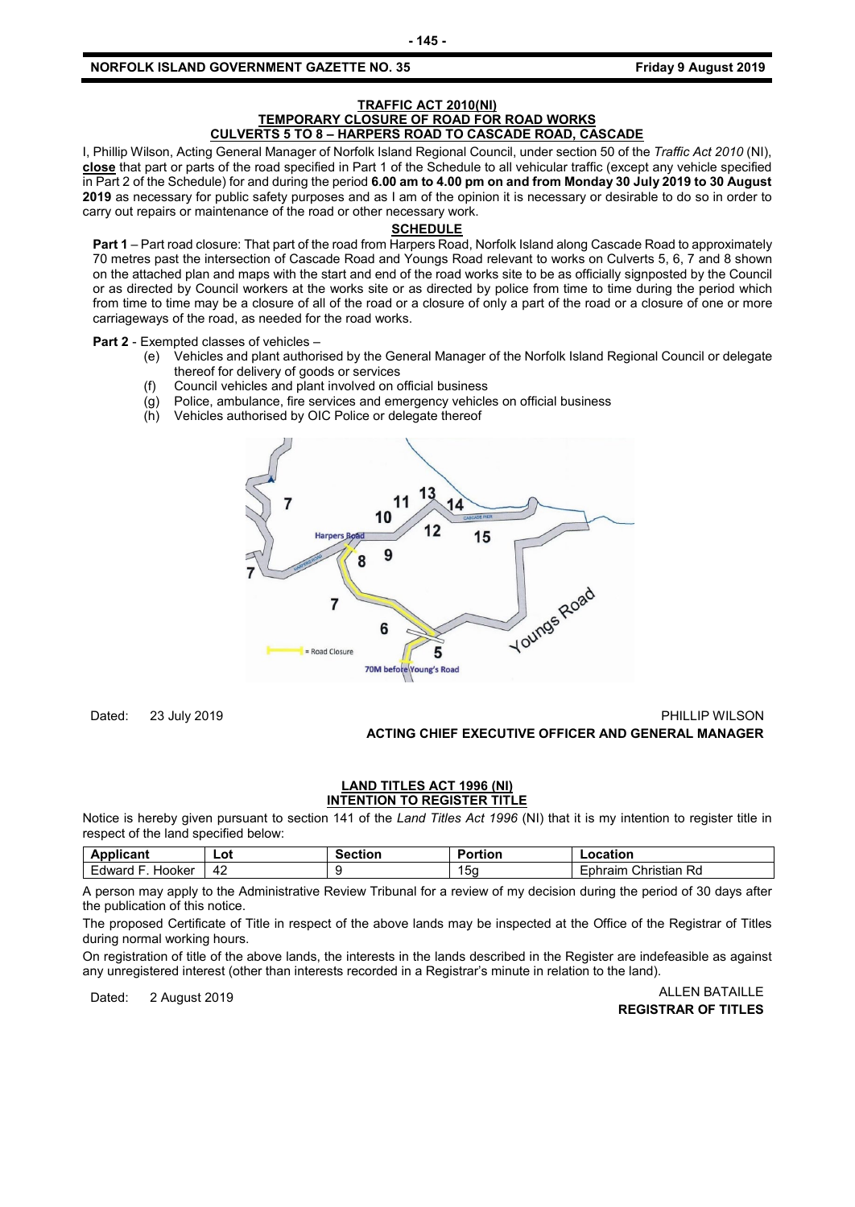**TRAFFIC ACT 2010(NI)**
**TEMPORARY CLOSURE OF ROAD FOR ROAD WORKS**
**CULVERTS 5 TO 8 – HARPERS ROAD TO CASCADE ROAD, CASCADE**

I, Phillip Wilson, Acting General Manager of Norfolk Island Regional Council, under section 50 of the *Traffic Act 2010* (NI), **close** that part or parts of the road specified in Part 1 of the Schedule to all vehicular traffic (except any vehicle specified in Part 2 of the Schedule) for and during the period **6.00 am to 4.00 pm on and from Monday 30 July 2019 to 30 August 2019** as necessary for public safety purposes and as I am of the opinion it is necessary or desirable to do so in order to carry out repairs or maintenance of the road or other necessary work.

**SCHEDULE**

**Part 1** – Part road closure: That part of the road from Harpers Road, Norfolk Island along Cascade Road to approximately 70 metres past the intersection of Cascade Road and Youngs Road relevant to works on Culverts 5, 6, 7 and 8 shown on the attached plan and maps with the start and end of the road works site to be as officially signposted by the Council or as directed by Council workers at the works site or as directed by police from time to time during the period which from time to time may be a closure of all of the road or a closure of only a part of the road or a closure of one or more carriageways of the road, as needed for the road works.

**Part 2** - Exempted classes of vehicles –

(e) Vehicles and plant authorised by the General Manager of the Norfolk Island Regional Council or delegate thereof for delivery of goods or services
(f) Council vehicles and plant involved on official business
(g) Police, ambulance, fire services and emergency vehicles on official business
(h) Vehicles authorised by OIC Police or delegate thereof

Dated: 23 July 2019

PHILLIP WILSON
**ACTING CHIEF EXECUTIVE OFFICER AND GENERAL MANAGER**

**LAND TITLES ACT 1996 (NI)**
**INTENTION TO REGISTER TITLE**

Notice is hereby given pursuant to section 141 of the *Land Titles Act 1996* (NI) that it is my intention to register title in respect of the land specified below:

| Applicant | Lot | Section | Portion | Location |
|---|---|---|---|---|
| Edward F. Hooker | 42 | 9 | 15g | Ephraim Christian Rd |

A person may apply to the Administrative Review Tribunal for a review of my decision during the period of 30 days after the publication of this notice.

The proposed Certificate of Title in respect of the above lands may be inspected at the Office of the Registrar of Titles during normal working hours.

On registration of title of the above lands, the interests in the lands described in the Register are indefeasible as against any unregistered interest (other than interests recorded in a Registrar's minute in relation to the land).

Dated: 2 August 2019

ALLEN BATAILLE
**REGISTRAR OF TITLES**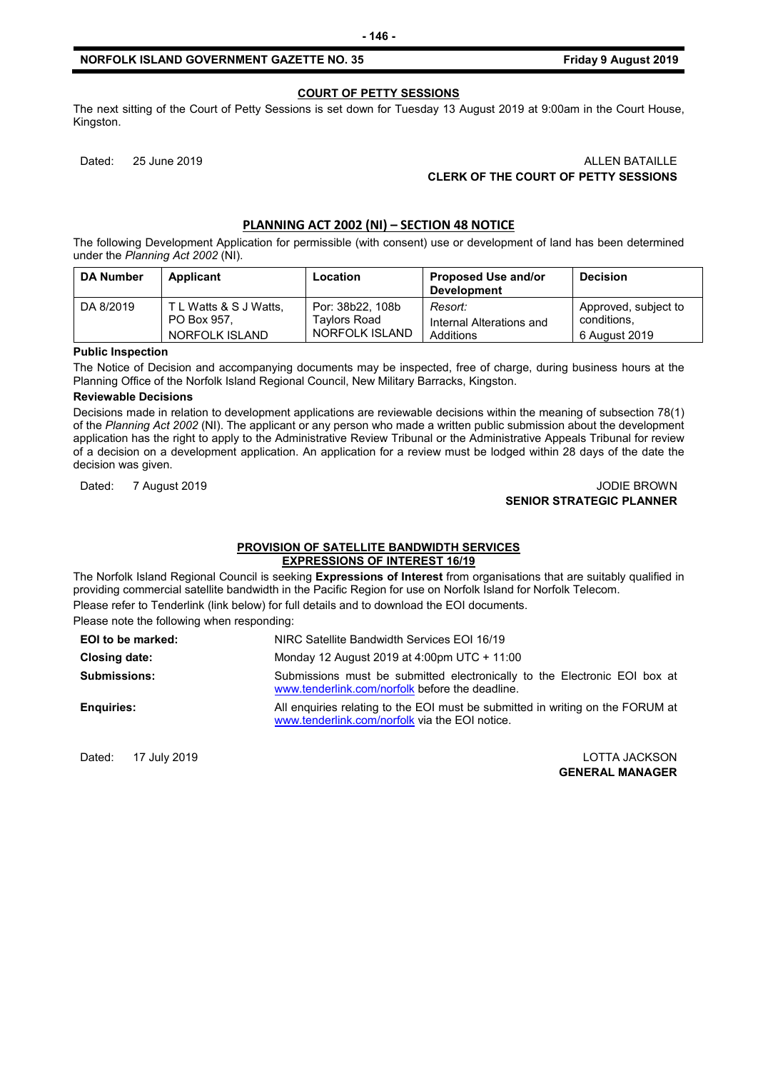## COURT OF PETTY SESSIONS

The next sitting of the Court of Petty Sessions is set down for Tuesday 13 August 2019 at 9:00am in the Court House, Kingston.

Dated: 25 June 2019

ALLEN BATAILLE
**CLERK OF THE COURT OF PETTY SESSIONS**

## PLANNING ACT 2002 (NI) – SECTION 48 NOTICE

The following Development Application for permissible (with consent) use or development of land has been determined under the *Planning Act 2002* (NI).

| DA Number | Applicant | Location | Proposed Use and/or Development | Decision |
|---|---|---|---|---|
| DA 8/2019 | T L Watts & S J Watts, PO Box 957, NORFOLK ISLAND | Por: 38b22, 108b Taylors Road NORFOLK ISLAND | *Resort:* Internal Alterations and Additions | Approved, subject to conditions, 6 August 2019 |

**Public Inspection**

The Notice of Decision and accompanying documents may be inspected, free of charge, during business hours at the Planning Office of the Norfolk Island Regional Council, New Military Barracks, Kingston.

**Reviewable Decisions**

Decisions made in relation to development applications are reviewable decisions within the meaning of subsection 78(1) of the *Planning Act 2002* (NI). The applicant or any person who made a written public submission about the development application has the right to apply to the Administrative Review Tribunal or the Administrative Appeals Tribunal for review of a decision on a development application. An application for a review must be lodged within 28 days of the date the decision was given.

Dated: 7 August 2019

JODIE BROWN
**SENIOR STRATEGIC PLANNER**

## PROVISION OF SATELLITE BANDWIDTH SERVICES
## EXPRESSIONS OF INTEREST 16/19

The Norfolk Island Regional Council is seeking **Expressions of Interest** from organisations that are suitably qualified in providing commercial satellite bandwidth in the Pacific Region for use on Norfolk Island for Norfolk Telecom.

Please refer to Tenderlink (link below) for full details and to download the EOI documents.

Please note the following when responding:

**EOI to be marked:** NIRC Satellite Bandwidth Services EOI 16/19

**Closing date:** Monday 12 August 2019 at 4:00pm UTC + 11:00

**Submissions:** Submissions must be submitted electronically to the Electronic EOI box at www.tenderlink.com/norfolk before the deadline.

**Enquiries:** All enquiries relating to the EOI must be submitted in writing on the FORUM at www.tenderlink.com/norfolk via the EOI notice.

Dated: 17 July 2019

LOTTA JACKSON
**GENERAL MANAGER**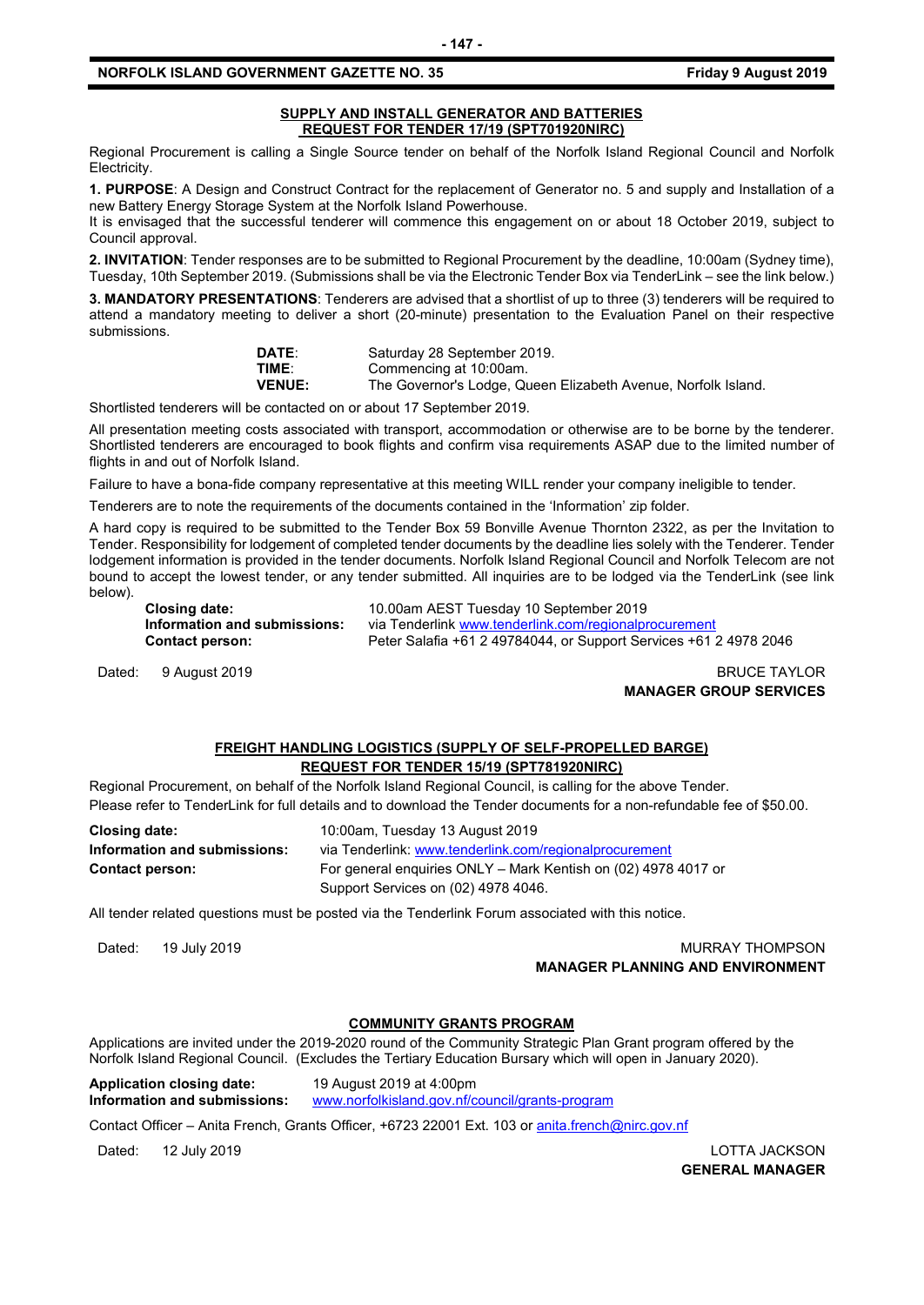## SUPPLY AND INSTALL GENERATOR AND BATTERIES REQUEST FOR TENDER 17/19 (SPT701920NIRC)

Regional Procurement is calling a Single Source tender on behalf of the Norfolk Island Regional Council and Norfolk Electricity.

**1. PURPOSE**: A Design and Construct Contract for the replacement of Generator no. 5 and supply and Installation of a new Battery Energy Storage System at the Norfolk Island Powerhouse.

It is envisaged that the successful tenderer will commence this engagement on or about 18 October 2019, subject to Council approval.

**2. INVITATION**: Tender responses are to be submitted to Regional Procurement by the deadline, 10:00am (Sydney time), Tuesday, 10th September 2019. (Submissions shall be via the Electronic Tender Box via TenderLink – see the link below.)

**3. MANDATORY PRESENTATIONS**: Tenderers are advised that a shortlist of up to three (3) tenderers will be required to attend a mandatory meeting to deliver a short (20-minute) presentation to the Evaluation Panel on their respective submissions.

| | |
|---|---|
| **DATE**: | Saturday 28 September 2019. |
| **TIME**: | Commencing at 10:00am. |
| **VENUE:** | The Governor's Lodge, Queen Elizabeth Avenue, Norfolk Island. |

Shortlisted tenderers will be contacted on or about 17 September 2019.

All presentation meeting costs associated with transport, accommodation or otherwise are to be borne by the tenderer. Shortlisted tenderers are encouraged to book flights and confirm visa requirements ASAP due to the limited number of flights in and out of Norfolk Island.

Failure to have a bona-fide company representative at this meeting WILL render your company ineligible to tender.

Tenderers are to note the requirements of the documents contained in the 'Information' zip folder.

A hard copy is required to be submitted to the Tender Box 59 Bonville Avenue Thornton 2322, as per the Invitation to Tender. Responsibility for lodgement of completed tender documents by the deadline lies solely with the Tenderer. Tender lodgement information is provided in the tender documents. Norfolk Island Regional Council and Norfolk Telecom are not bound to accept the lowest tender, or any tender submitted. All inquiries are to be lodged via the TenderLink (see link below).

| | |
|---|---|
| **Closing date:** | 10.00am AEST Tuesday 10 September 2019 |
| **Information and submissions:** | via Tenderlink www.tenderlink.com/regionalprocurement |
| **Contact person:** | Peter Salafia +61 2 49784044, or Support Services +61 2 4978 2046 |

Dated: 9 August 2019

BRUCE TAYLOR
**MANAGER GROUP SERVICES**

## FREIGHT HANDLING LOGISTICS (SUPPLY OF SELF-PROPELLED BARGE) REQUEST FOR TENDER 15/19 (SPT781920NIRC)

Regional Procurement, on behalf of the Norfolk Island Regional Council, is calling for the above Tender.

Please refer to TenderLink for full details and to download the Tender documents for a non-refundable fee of $50.00.

| | |
|---|---|
| **Closing date:** | 10:00am, Tuesday 13 August 2019 |
| **Information and submissions:** | via Tenderlink: www.tenderlink.com/regionalprocurement |
| **Contact person:** | For general enquiries ONLY – Mark Kentish on (02) 4978 4017 or Support Services on (02) 4978 4046. |

All tender related questions must be posted via the Tenderlink Forum associated with this notice.

Dated: 19 July 2019

MURRAY THOMPSON
**MANAGER PLANNING AND ENVIRONMENT**

## COMMUNITY GRANTS PROGRAM

Applications are invited under the 2019-2020 round of the Community Strategic Plan Grant program offered by the Norfolk Island Regional Council. (Excludes the Tertiary Education Bursary which will open in January 2020).

| | |
|---|---|
| **Application closing date:** | 19 August 2019 at 4:00pm |
| **Information and submissions:** | www.norfolkisland.gov.nf/council/grants-program |

Contact Officer – Anita French, Grants Officer, +6723 22001 Ext. 103 or anita.french@nirc.gov.nf

Dated: 12 July 2019

LOTTA JACKSON
**GENERAL MANAGER**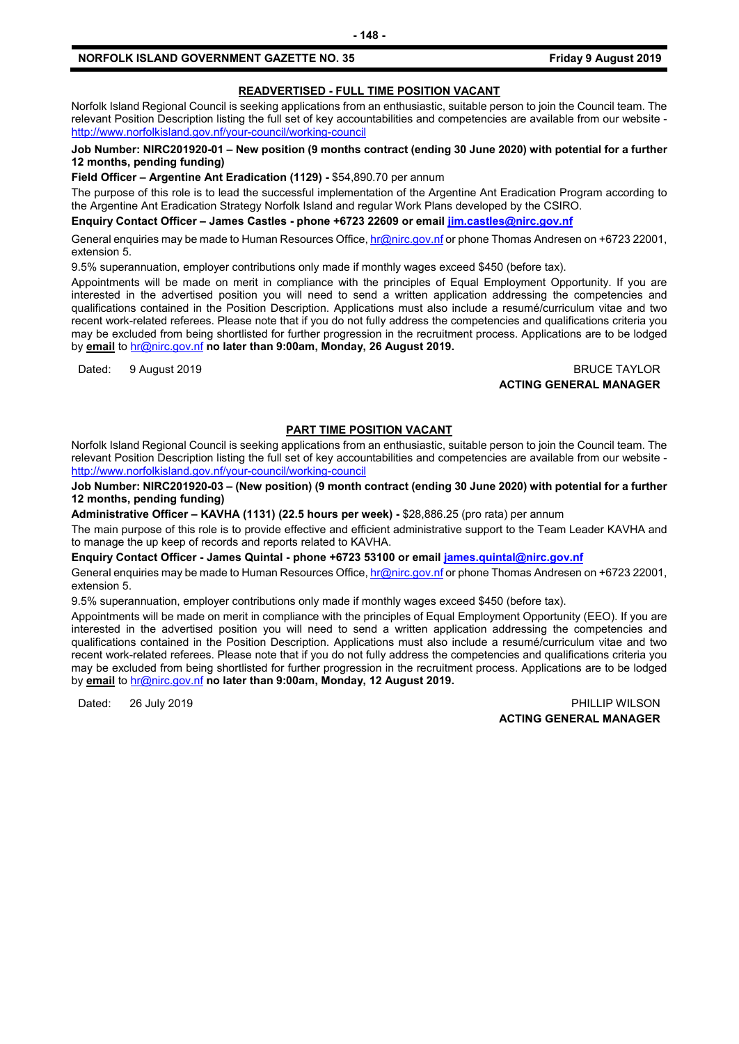## READVERTISED - FULL TIME POSITION VACANT

Norfolk Island Regional Council is seeking applications from an enthusiastic, suitable person to join the Council team. The relevant Position Description listing the full set of key accountabilities and competencies are available from our website - http://www.norfolkisland.gov.nf/your-council/working-council

**Job Number: NIRC201920-01 – New position (9 months contract (ending 30 June 2020) with potential for a further 12 months, pending funding)**

**Field Officer – Argentine Ant Eradication (1129) -** $54,890.70 per annum

The purpose of this role is to lead the successful implementation of the Argentine Ant Eradication Program according to the Argentine Ant Eradication Strategy Norfolk Island and regular Work Plans developed by the CSIRO.

**Enquiry Contact Officer – James Castles - phone +6723 22609 or email jim.castles@nirc.gov.nf**

General enquiries may be made to Human Resources Office, hr@nirc.gov.nf or phone Thomas Andresen on +6723 22001, extension 5.

9.5% superannuation, employer contributions only made if monthly wages exceed $450 (before tax).

Appointments will be made on merit in compliance with the principles of Equal Employment Opportunity. If you are interested in the advertised position you will need to send a written application addressing the competencies and qualifications contained in the Position Description. Applications must also include a resumé/curriculum vitae and two recent work-related referees. Please note that if you do not fully address the competencies and qualifications criteria you may be excluded from being shortlisted for further progression in the recruitment process. Applications are to be lodged by **email** to hr@nirc.gov.nf **no later than 9:00am, Monday, 26 August 2019.**

Dated: 9 August 2019

BRUCE TAYLOR
**ACTING GENERAL MANAGER**

## PART TIME POSITION VACANT

Norfolk Island Regional Council is seeking applications from an enthusiastic, suitable person to join the Council team. The relevant Position Description listing the full set of key accountabilities and competencies are available from our website - http://www.norfolkisland.gov.nf/your-council/working-council

**Job Number: NIRC201920-03 – (New position) (9 month contract (ending 30 June 2020) with potential for a further 12 months, pending funding)**

**Administrative Officer – KAVHA (1131) (22.5 hours per week) -** $28,886.25 (pro rata) per annum

The main purpose of this role is to provide effective and efficient administrative support to the Team Leader KAVHA and to manage the up keep of records and reports related to KAVHA.

**Enquiry Contact Officer - James Quintal - phone +6723 53100 or email james.quintal@nirc.gov.nf**

General enquiries may be made to Human Resources Office, hr@nirc.gov.nf or phone Thomas Andresen on +6723 22001, extension 5.

9.5% superannuation, employer contributions only made if monthly wages exceed $450 (before tax).

Appointments will be made on merit in compliance with the principles of Equal Employment Opportunity (EEO). If you are interested in the advertised position you will need to send a written application addressing the competencies and qualifications contained in the Position Description. Applications must also include a resumé/curriculum vitae and two recent work-related referees. Please note that if you do not fully address the competencies and qualifications criteria you may be excluded from being shortlisted for further progression in the recruitment process. Applications are to be lodged by **email** to hr@nirc.gov.nf **no later than 9:00am, Monday, 12 August 2019.**

Dated: 26 July 2019

PHILLIP WILSON
**ACTING GENERAL MANAGER**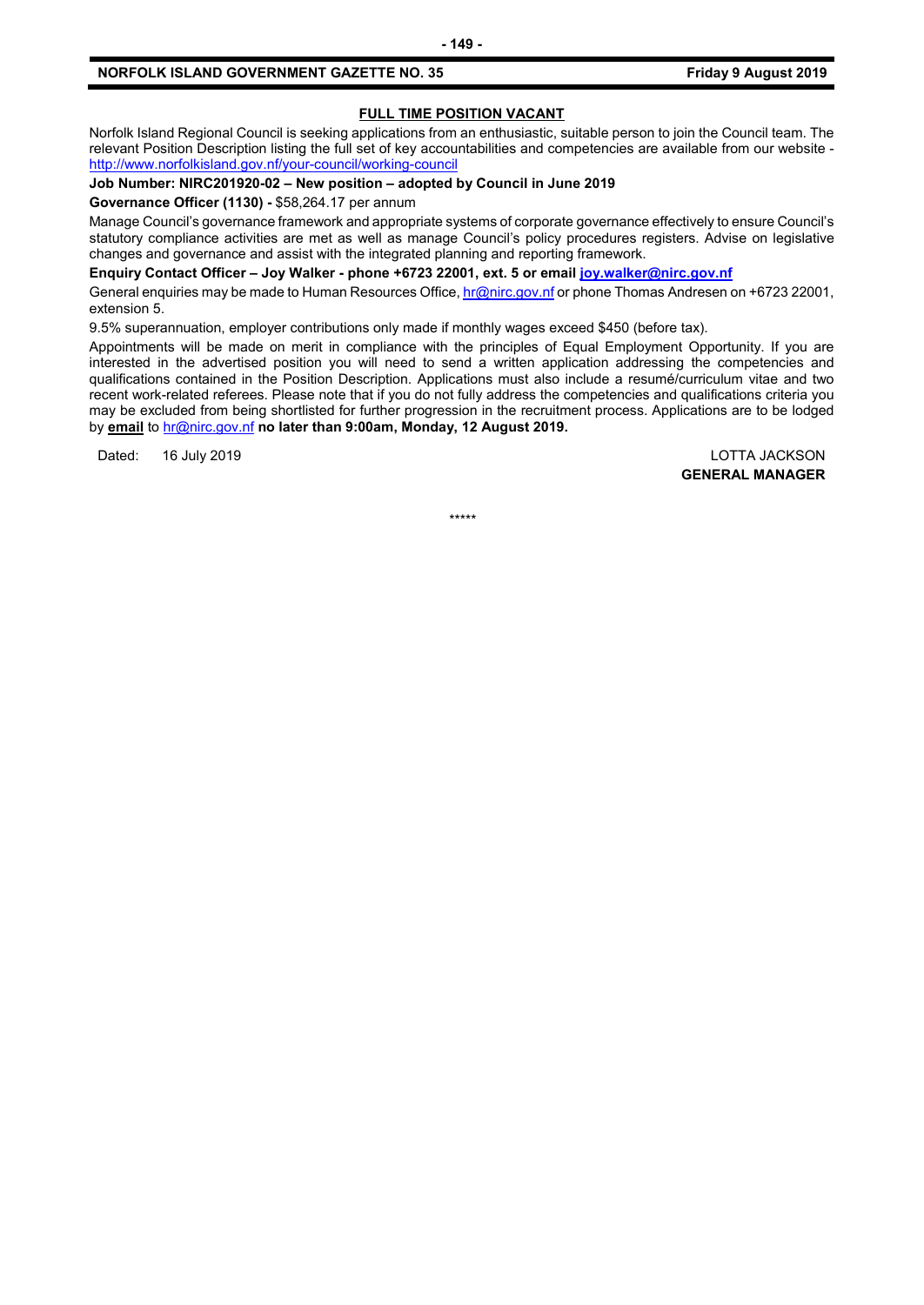## FULL TIME POSITION VACANT

Norfolk Island Regional Council is seeking applications from an enthusiastic, suitable person to join the Council team. The relevant Position Description listing the full set of key accountabilities and competencies are available from our website - http://www.norfolkisland.gov.nf/your-council/working-council

**Job Number: NIRC201920-02 – New position – adopted by Council in June 2019**

**Governance Officer (1130) -** $58,264.17 per annum

Manage Council's governance framework and appropriate systems of corporate governance effectively to ensure Council's statutory compliance activities are met as well as manage Council's policy procedures registers. Advise on legislative changes and governance and assist with the integrated planning and reporting framework.

**Enquiry Contact Officer – Joy Walker - phone +6723 22001, ext. 5 or email joy.walker@nirc.gov.nf**

General enquiries may be made to Human Resources Office, hr@nirc.gov.nf or phone Thomas Andresen on +6723 22001, extension 5.

9.5% superannuation, employer contributions only made if monthly wages exceed $450 (before tax).

Appointments will be made on merit in compliance with the principles of Equal Employment Opportunity. If you are interested in the advertised position you will need to send a written application addressing the competencies and qualifications contained in the Position Description. Applications must also include a resumé/curriculum vitae and two recent work-related referees. Please note that if you do not fully address the competencies and qualifications criteria you may be excluded from being shortlisted for further progression in the recruitment process. Applications are to be lodged by **email** to hr@nirc.gov.nf **no later than 9:00am, Monday, 12 August 2019.**

Dated: 16 July 2019

LOTTA JACKSON
**GENERAL MANAGER**

*****